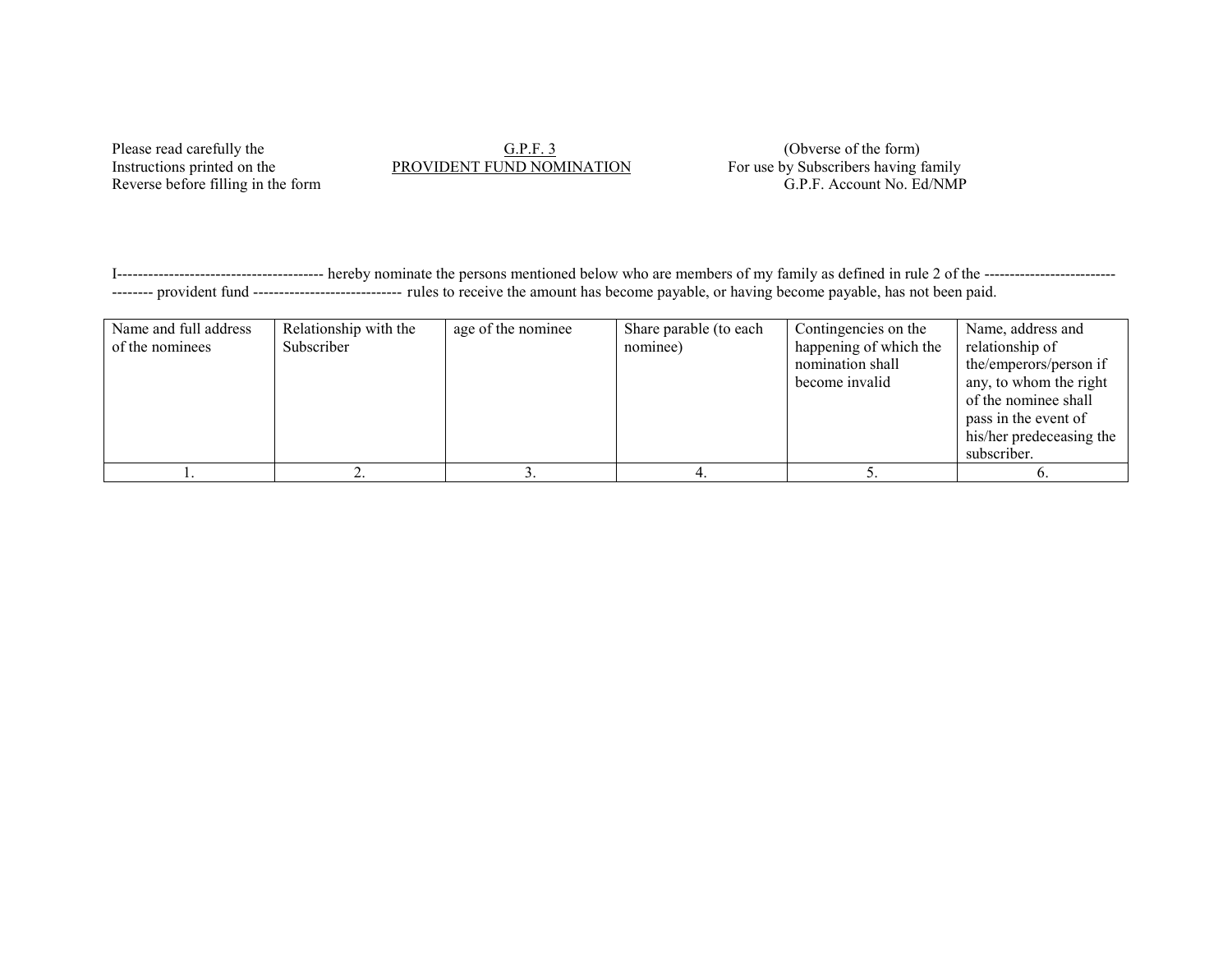Please read carefully the Instructions printed on the Reverse before filling in the form

G.P.F. 3

PROVIDENT FUND NOMINATION

(Obverse of the form)

For use by Subscribers having family

G.P.F. Account No. Ed/NMP

I---------------------------------------- hereby nominate the persons mentioned below who are members of my family as defined in rule 2 of the --------------------------------- provident fund ----------------------------- rules to receive the amount has become payable, or having become payable, has not been paid.

| Name and full address of the nominees | Relationship with the Subscriber | age of the nominee | Share parable (to each nominee) | Contingencies on the happening of which the nomination shall become invalid | Name, address and relationship of the/emperors/person if any, to whom the right of the nominee shall pass in the event of his/her predeceasing the subscriber. |
|---|---|---|---|---|---|
| 1. | 2. | 3. | 4. | 5. | 6. |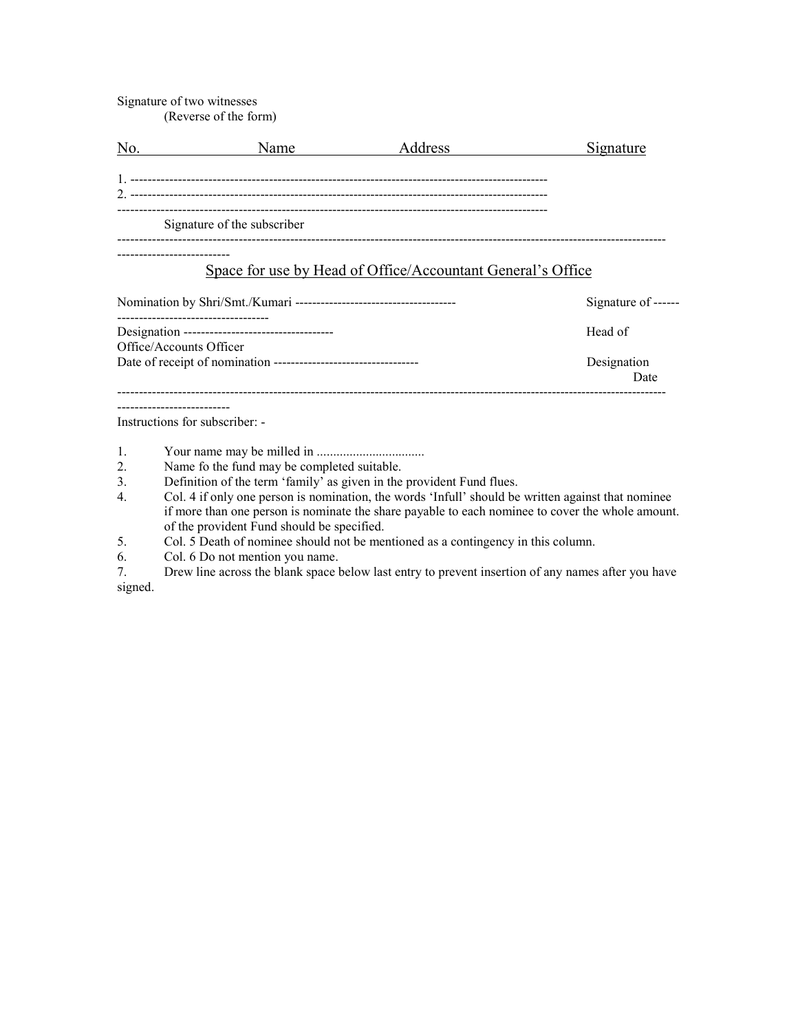Signature of two witnesses
(Reverse of the form)

| No. | Name | Address | Signature |
|---|---|---|---|
| 1. | | | |
| 2. | | | |

Signature of the subscriber

---

## Space for use by Head of Office/Accountant General's Office

Nomination by Shri/Smt./Kumari ------------------------------------- Signature of ------

Designation ---------------------------------- Head of Office/Accounts Officer

Date of receipt of nomination --------------------------------- Designation

Date

---

Instructions for subscriber: -

1. Your name may be milled in .................................
2. Name fo the fund may be completed suitable.
3. Definition of the term 'family' as given in the provident Fund flues.
4. Col. 4 if only one person is nomination, the words 'Infull' should be written against that nominee if more than one person is nominate the share payable to each nominee to cover the whole amount. of the provident Fund should be specified.
5. Col. 5 Death of nominee should not be mentioned as a contingency in this column.
6. Col. 6 Do not mention you name.
7. Drew line across the blank space below last entry to prevent insertion of any names after you have signed.